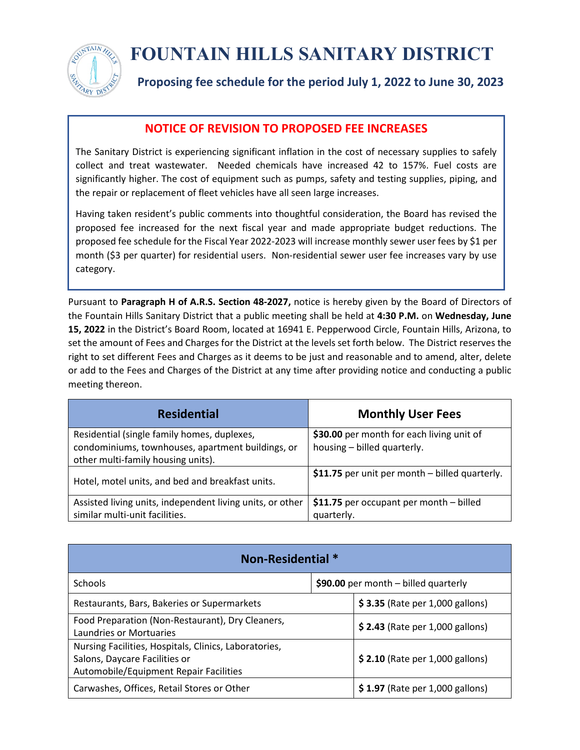# FOUNTAIN HILLS SANITARY DISTRICT

**Proposing fee schedule for the period July 1, 2022 to June 30, 2023**

## NOTICE OF REVISION TO PROPOSED FEE INCREASES

The Sanitary District is experiencing significant inflation in the cost of necessary supplies to safely collect and treat wastewater. Needed chemicals have increased 42 to 157%. Fuel costs are significantly higher. The cost of equipment such as pumps, safety and testing supplies, piping, and the repair or replacement of fleet vehicles have all seen large increases.

Having taken resident's public comments into thoughtful consideration, the Board has revised the proposed fee increased for the next fiscal year and made appropriate budget reductions. The proposed fee schedule for the Fiscal Year 2022-2023 will increase monthly sewer user fees by $1 per month ($3 per quarter) for residential users. Non-residential sewer user fee increases vary by use category.

Pursuant to **Paragraph H of A.R.S. Section 48-2027,** notice is hereby given by the Board of Directors of the Fountain Hills Sanitary District that a public meeting shall be held at **4:30 P.M.** on **Wednesday, June 15, 2022** in the District's Board Room, located at 16941 E. Pepperwood Circle, Fountain Hills, Arizona, to set the amount of Fees and Charges for the District at the levels set forth below. The District reserves the right to set different Fees and Charges as it deems to be just and reasonable and to amend, alter, delete or add to the Fees and Charges of the District at any time after providing notice and conducting a public meeting thereon.

| Residential | Monthly User Fees |
|---|---|
| Residential (single family homes, duplexes, condominiums, townhouses, apartment buildings, or other multi-family housing units). | **$30.00** per month for each living unit of housing – billed quarterly. |
| Hotel, motel units, and bed and breakfast units. | **$11.75** per unit per month – billed quarterly. |
| Assisted living units, independent living units, or other similar multi-unit facilities. | **$11.75** per occupant per month – billed quarterly. |

| Non-Residential * | |
|---|---|
| Schools | **$90.00** per month – billed quarterly |
| Restaurants, Bars, Bakeries or Supermarkets | **$ 3.35** (Rate per 1,000 gallons) |
| Food Preparation (Non-Restaurant), Dry Cleaners, Laundries or Mortuaries | **$ 2.43** (Rate per 1,000 gallons) |
| Nursing Facilities, Hospitals, Clinics, Laboratories, Salons, Daycare Facilities or Automobile/Equipment Repair Facilities | **$ 2.10** (Rate per 1,000 gallons) |
| Carwashes, Offices, Retail Stores or Other | **$ 1.97** (Rate per 1,000 gallons) |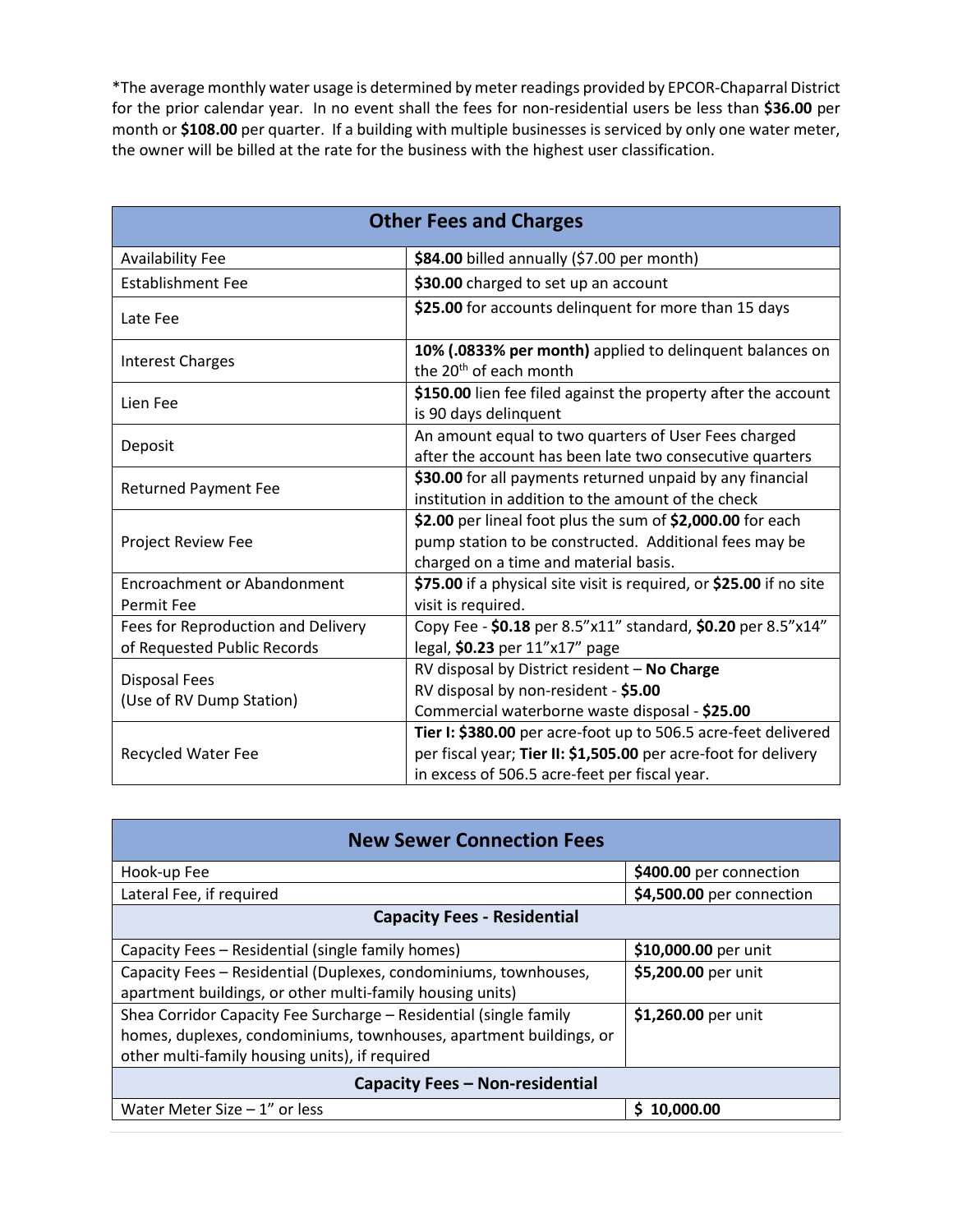*The average monthly water usage is determined by meter readings provided by EPCOR-Chaparral District for the prior calendar year. In no event shall the fees for non-residential users be less than **$36.00** per month or **$108.00** per quarter. If a building with multiple businesses is serviced by only one water meter, the owner will be billed at the rate for the business with the highest user classification.

| Other Fees and Charges | |
|---|---|
| Availability Fee | **$84.00** billed annually ($7.00 per month) |
| Establishment Fee | **$30.00** charged to set up an account |
| Late Fee | **$25.00** for accounts delinquent for more than 15 days |
| Interest Charges | **10% (.0833% per month)** applied to delinquent balances on the 20th of each month |
| Lien Fee | **$150.00** lien fee filed against the property after the account is 90 days delinquent |
| Deposit | An amount equal to two quarters of User Fees charged after the account has been late two consecutive quarters |
| Returned Payment Fee | **$30.00** for all payments returned unpaid by any financial institution in addition to the amount of the check |
| Project Review Fee | **$2.00** per lineal foot plus the sum of **$2,000.00** for each pump station to be constructed. Additional fees may be charged on a time and material basis. |
| Encroachment or Abandonment Permit Fee | **$75.00** if a physical site visit is required, or **$25.00** if no site visit is required. |
| Fees for Reproduction and Delivery of Requested Public Records | Copy Fee - **$0.18** per 8.5"x11" standard, **$0.20** per 8.5"x14" legal, **$0.23** per 11"x17" page |
| Disposal Fees (Use of RV Dump Station) | RV disposal by District resident – **No Charge**<br>RV disposal by non-resident - **$5.00**<br>Commercial waterborne waste disposal - **$25.00** |
| Recycled Water Fee | **Tier I: $380.00** per acre-foot up to 506.5 acre-feet delivered per fiscal year; **Tier II: $1,505.00** per acre-foot for delivery in excess of 506.5 acre-feet per fiscal year. |

| New Sewer Connection Fees | |
|---|---|
| Hook-up Fee | **$400.00** per connection |
| Lateral Fee, if required | **$4,500.00** per connection |
| **Capacity Fees - Residential** | |
| Capacity Fees – Residential (single family homes) | **$10,000.00** per unit |
| Capacity Fees – Residential (Duplexes, condominiums, townhouses, apartment buildings, or other multi-family housing units) | **$5,200.00** per unit |
| Shea Corridor Capacity Fee Surcharge – Residential (single family homes, duplexes, condominiums, townhouses, apartment buildings, or other multi-family housing units), if required | **$1,260.00** per unit |
| **Capacity Fees – Non-residential** | |
| Water Meter Size – 1" or less | **$ 10,000.00** |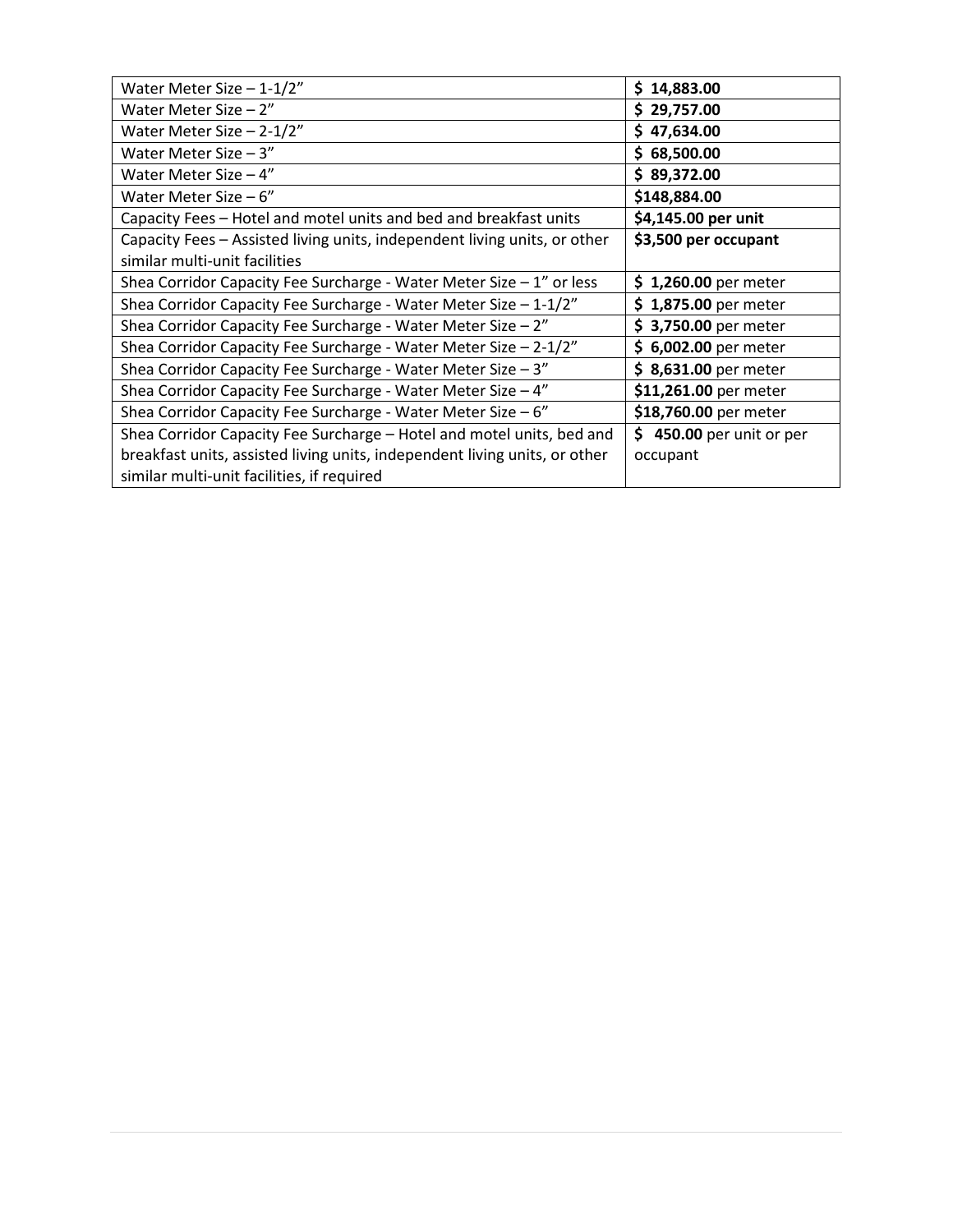| | |
|---|---|
| Water Meter Size – 1-1/2” | **$ 14,883.00** |
| Water Meter Size – 2” | **$ 29,757.00** |
| Water Meter Size – 2-1/2” | **$ 47,634.00** |
| Water Meter Size – 3” | **$ 68,500.00** |
| Water Meter Size – 4” | **$ 89,372.00** |
| Water Meter Size – 6” | **$148,884.00** |
| Capacity Fees – Hotel and motel units and bed and breakfast units | **$4,145.00 per unit** |
| Capacity Fees – Assisted living units, independent living units, or other similar multi-unit facilities | **$3,500 per occupant** |
| Shea Corridor Capacity Fee Surcharge - Water Meter Size – 1” or less | **$ 1,260.00** per meter |
| Shea Corridor Capacity Fee Surcharge - Water Meter Size – 1-1/2” | **$ 1,875.00** per meter |
| Shea Corridor Capacity Fee Surcharge - Water Meter Size – 2” | **$ 3,750.00** per meter |
| Shea Corridor Capacity Fee Surcharge - Water Meter Size – 2-1/2” | **$ 6,002.00** per meter |
| Shea Corridor Capacity Fee Surcharge - Water Meter Size – 3” | **$ 8,631.00** per meter |
| Shea Corridor Capacity Fee Surcharge - Water Meter Size – 4” | **$11,261.00** per meter |
| Shea Corridor Capacity Fee Surcharge - Water Meter Size – 6” | **$18,760.00** per meter |
| Shea Corridor Capacity Fee Surcharge – Hotel and motel units, bed and breakfast units, assisted living units, independent living units, or other similar multi-unit facilities, if required | **$ 450.00** per unit or per occupant |